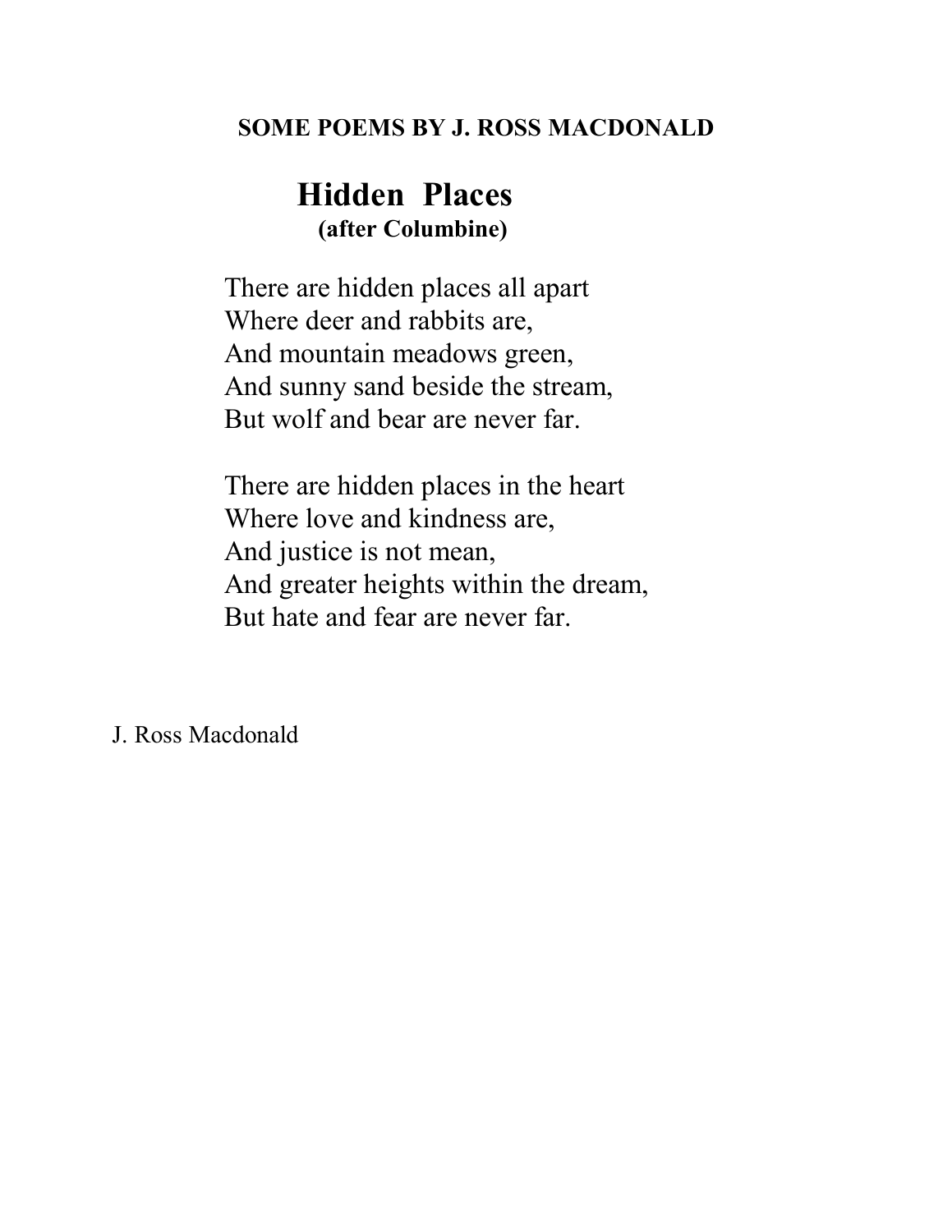**SOME POEMS BY J. ROSS MACDONALD**

## Hidden Places

**(after Columbine)**

There are hidden places all apart  
Where deer and rabbits are,  
And mountain meadows green,  
And sunny sand beside the stream,  
But wolf and bear are never far.

There are hidden places in the heart  
Where love and kindness are,  
And justice is not mean,  
And greater heights within the dream,  
But hate and fear are never far.

J. Ross Macdonald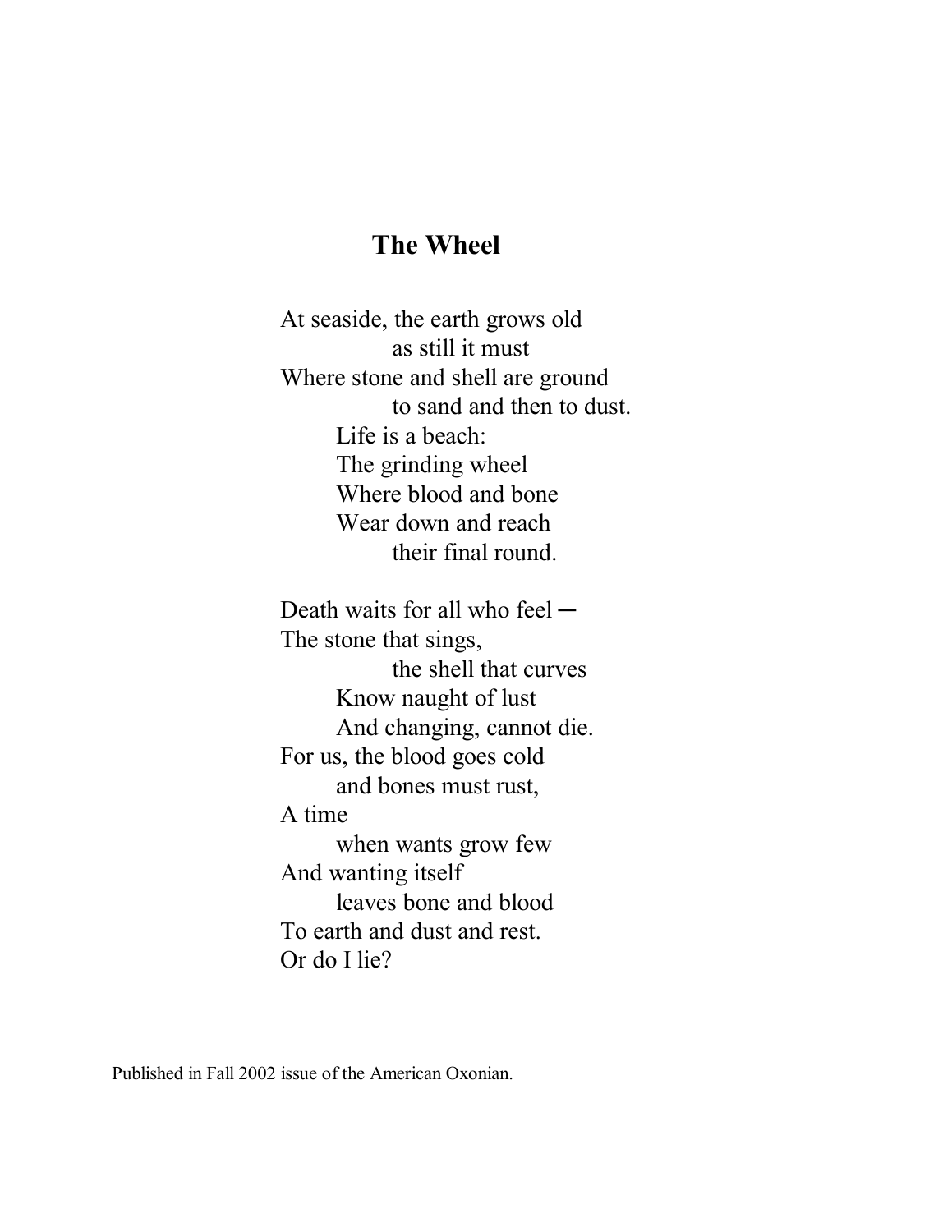## The Wheel

At seaside, the earth grows old  
        as still it must  
Where stone and shell are ground  
        to sand and then to dust.  
    Life is a beach:  
    The grinding wheel  
    Where blood and bone  
    Wear down and reach  
        their final round.

Death waits for all who feel ─  
The stone that sings,  
        the shell that curves  
    Know naught of lust  
    And changing, cannot die.  
For us, the blood goes cold  
    and bones must rust,  
A time  
    when wants grow few  
And wanting itself  
    leaves bone and blood  
To earth and dust and rest.  
Or do I lie?

Published in Fall 2002 issue of the American Oxonian.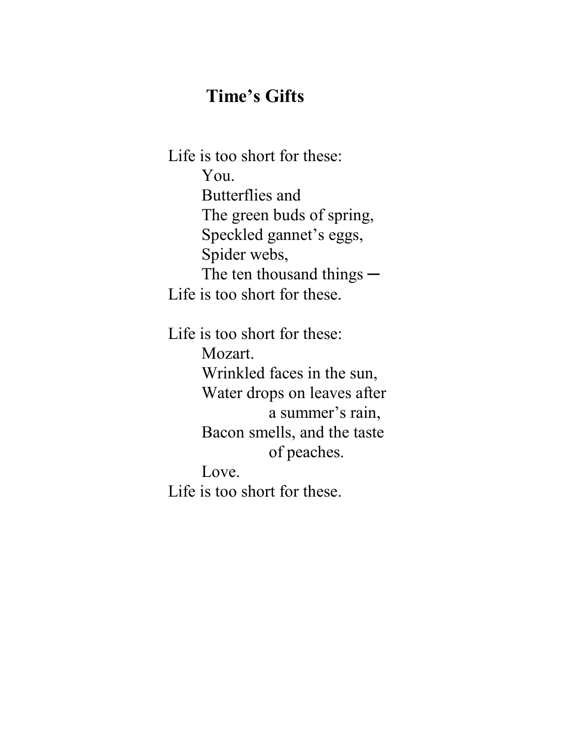## Time's Gifts

Life is too short for these:  
&nbsp;&nbsp;&nbsp;&nbsp;&nbsp;&nbsp;&nbsp;&nbsp;You.  
&nbsp;&nbsp;&nbsp;&nbsp;&nbsp;&nbsp;&nbsp;&nbsp;Butterflies and  
&nbsp;&nbsp;&nbsp;&nbsp;&nbsp;&nbsp;&nbsp;&nbsp;The green buds of spring,  
&nbsp;&nbsp;&nbsp;&nbsp;&nbsp;&nbsp;&nbsp;&nbsp;Speckled gannet's eggs,  
&nbsp;&nbsp;&nbsp;&nbsp;&nbsp;&nbsp;&nbsp;&nbsp;Spider webs,  
&nbsp;&nbsp;&nbsp;&nbsp;&nbsp;&nbsp;&nbsp;&nbsp;The ten thousand things —  
Life is too short for these.

Life is too short for these:  
&nbsp;&nbsp;&nbsp;&nbsp;&nbsp;&nbsp;&nbsp;&nbsp;Mozart.  
&nbsp;&nbsp;&nbsp;&nbsp;&nbsp;&nbsp;&nbsp;&nbsp;Wrinkled faces in the sun,  
&nbsp;&nbsp;&nbsp;&nbsp;&nbsp;&nbsp;&nbsp;&nbsp;Water drops on leaves after  
&nbsp;&nbsp;&nbsp;&nbsp;&nbsp;&nbsp;&nbsp;&nbsp;&nbsp;&nbsp;&nbsp;&nbsp;&nbsp;&nbsp;&nbsp;&nbsp;a summer's rain,  
&nbsp;&nbsp;&nbsp;&nbsp;&nbsp;&nbsp;&nbsp;&nbsp;Bacon smells, and the taste  
&nbsp;&nbsp;&nbsp;&nbsp;&nbsp;&nbsp;&nbsp;&nbsp;&nbsp;&nbsp;&nbsp;&nbsp;&nbsp;&nbsp;&nbsp;&nbsp;of peaches.  
&nbsp;&nbsp;&nbsp;&nbsp;&nbsp;&nbsp;&nbsp;&nbsp;Love.  
Life is too short for these.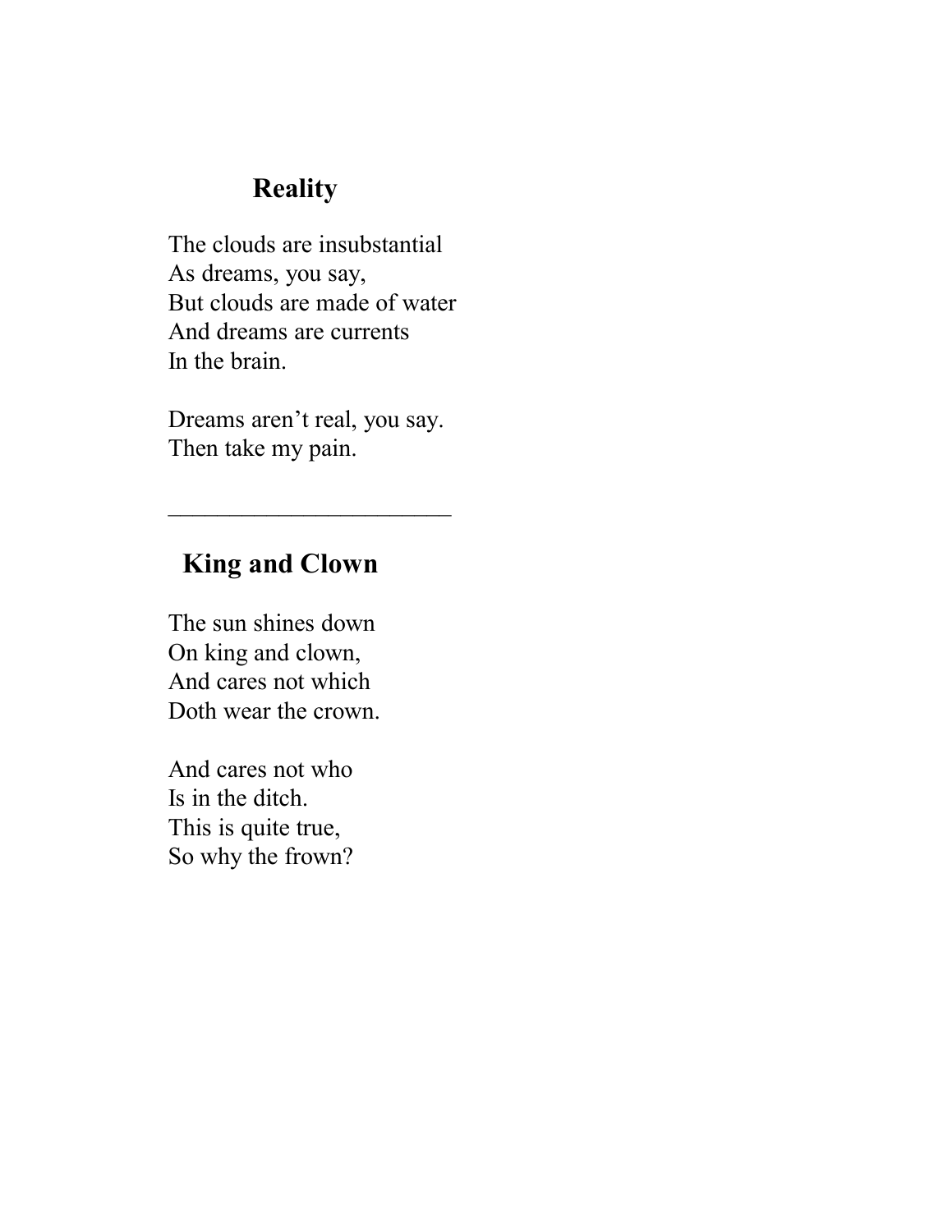## Reality

The clouds are insubstantial  
As dreams, you say,  
But clouds are made of water  
And dreams are currents  
In the brain.

Dreams aren't real, you say.  
Then take my pain.

---

## King and Clown

The sun shines down  
On king and clown,  
And cares not which  
Doth wear the crown.

And cares not who  
Is in the ditch.  
This is quite true,  
So why the frown?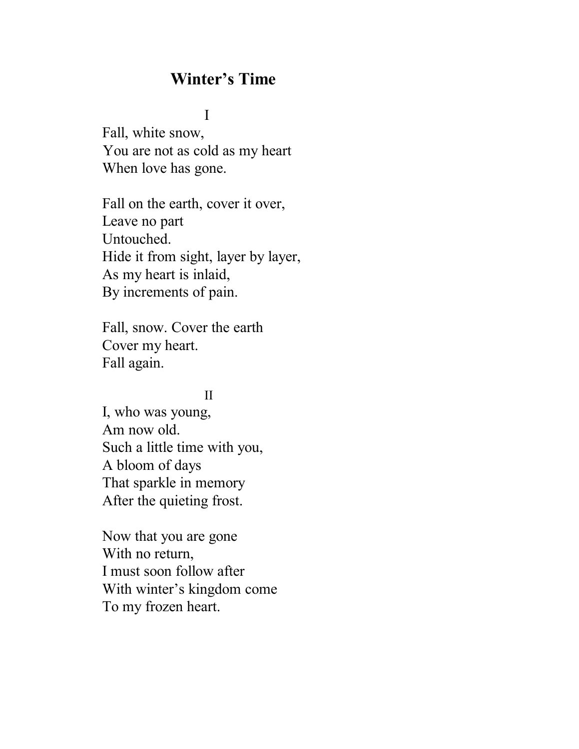## Winter's Time

I

Fall, white snow,
You are not as cold as my heart
When love has gone.

Fall on the earth, cover it over,
Leave no part
Untouched.
Hide it from sight, layer by layer,
As my heart is inlaid,
By increments of pain.

Fall, snow. Cover the earth
Cover my heart.
Fall again.

II

I, who was young,
Am now old.
Such a little time with you,
A bloom of days
That sparkle in memory
After the quieting frost.

Now that you are gone
With no return,
I must soon follow after
With winter's kingdom come
To my frozen heart.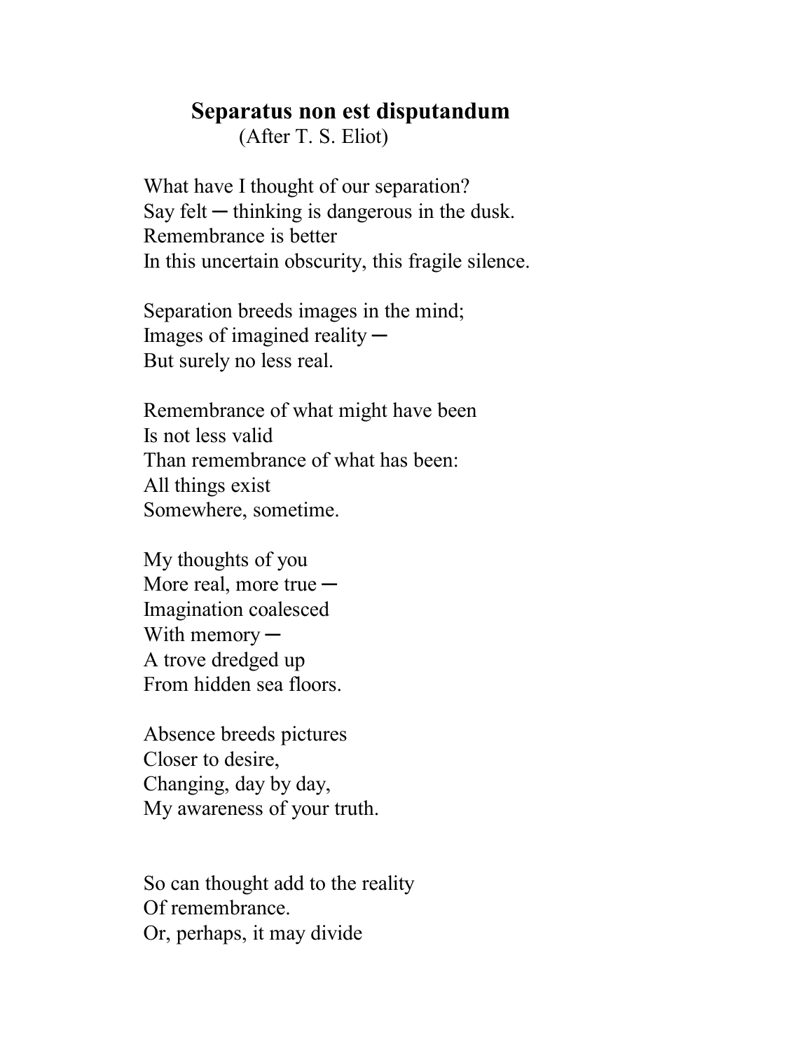## **Separatus non est disputandum**

(After T. S. Eliot)

What have I thought of our separation?
Say felt ─ thinking is dangerous in the dusk.
Remembrance is better
In this uncertain obscurity, this fragile silence.

Separation breeds images in the mind;
Images of imagined reality ─
But surely no less real.

Remembrance of what might have been
Is not less valid
Than remembrance of what has been:
All things exist
Somewhere, sometime.

My thoughts of you
More real, more true ─
Imagination coalesced
With memory ─
A trove dredged up
From hidden sea floors.

Absence breeds pictures
Closer to desire,
Changing, day by day,
My awareness of your truth.

So can thought add to the reality
Of remembrance.
Or, perhaps, it may divide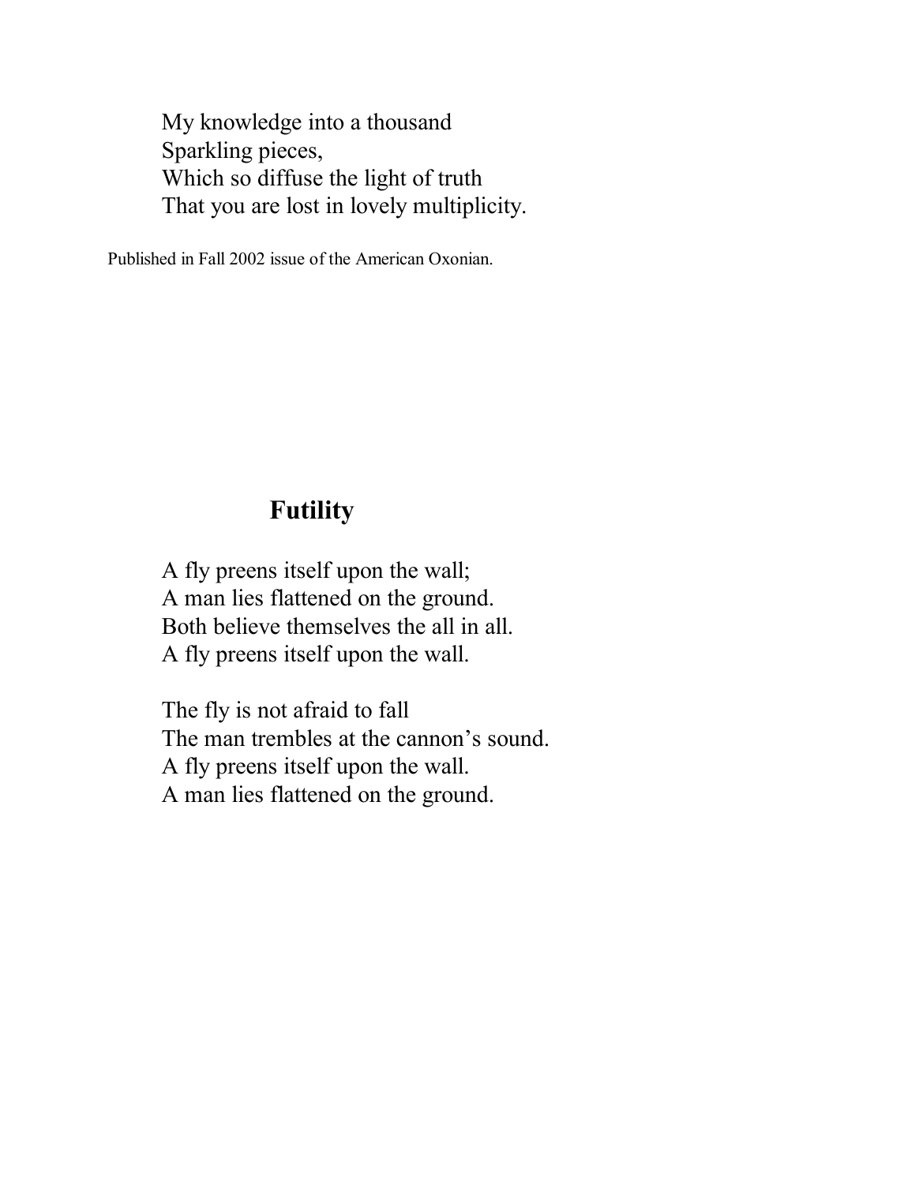My knowledge into a thousand
Sparkling pieces,
Which so diffuse the light of truth
That you are lost in lovely multiplicity.

Published in Fall 2002 issue of the American Oxonian.

## Futility

A fly preens itself upon the wall;
A man lies flattened on the ground.
Both believe themselves the all in all.
A fly preens itself upon the wall.

The fly is not afraid to fall
The man trembles at the cannon's sound.
A fly preens itself upon the wall.
A man lies flattened on the ground.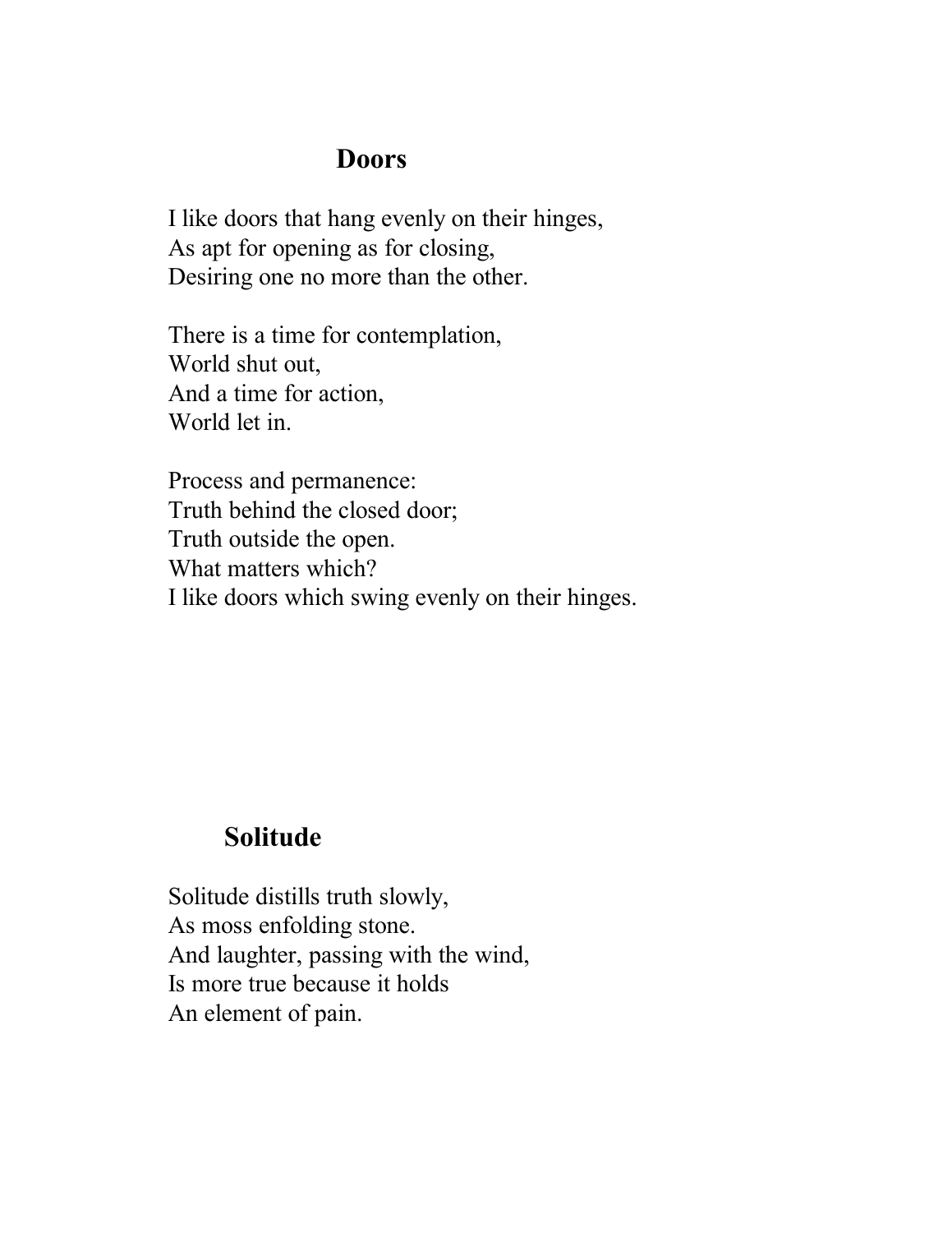## Doors

I like doors that hang evenly on their hinges,
As apt for opening as for closing,
Desiring one no more than the other.

There is a time for contemplation,
World shut out,
And a time for action,
World let in.

Process and permanence:
Truth behind the closed door;
Truth outside the open.
What matters which?
I like doors which swing evenly on their hinges.

## Solitude

Solitude distills truth slowly,
As moss enfolding stone.
And laughter, passing with the wind,
Is more true because it holds
An element of pain.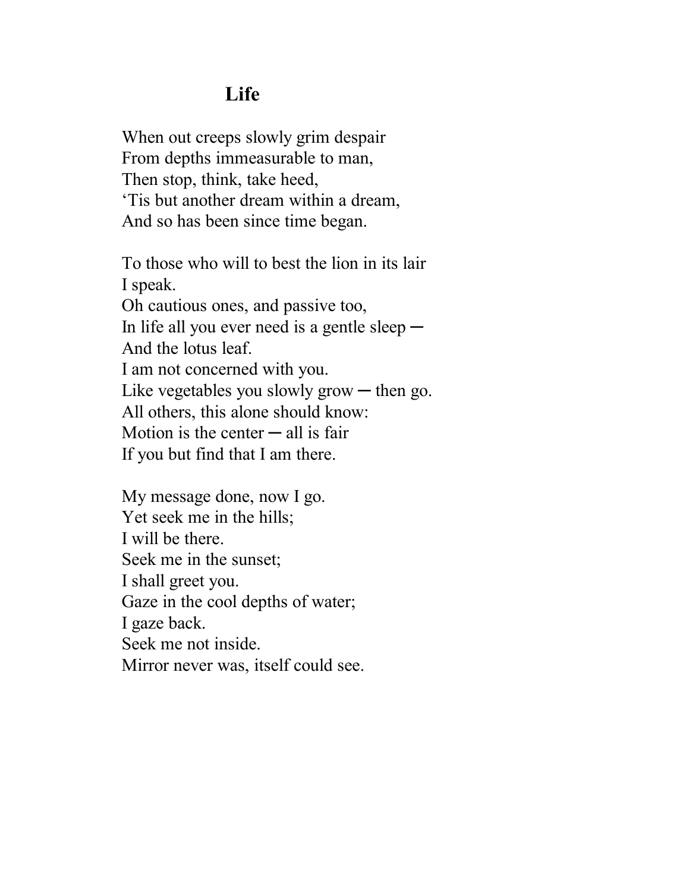# Life

When out creeps slowly grim despair  
From depths immeasurable to man,  
Then stop, think, take heed,  
'Tis but another dream within a dream,  
And so has been since time began.

To those who will to best the lion in its lair  
I speak.  
Oh cautious ones, and passive too,  
In life all you ever need is a gentle sleep ─  
And the lotus leaf.  
I am not concerned with you.  
Like vegetables you slowly grow ─ then go.  
All others, this alone should know:  
Motion is the center ─ all is fair  
If you but find that I am there.

My message done, now I go.  
Yet seek me in the hills;  
I will be there.  
Seek me in the sunset;  
I shall greet you.  
Gaze in the cool depths of water;  
I gaze back.  
Seek me not inside.  
Mirror never was, itself could see.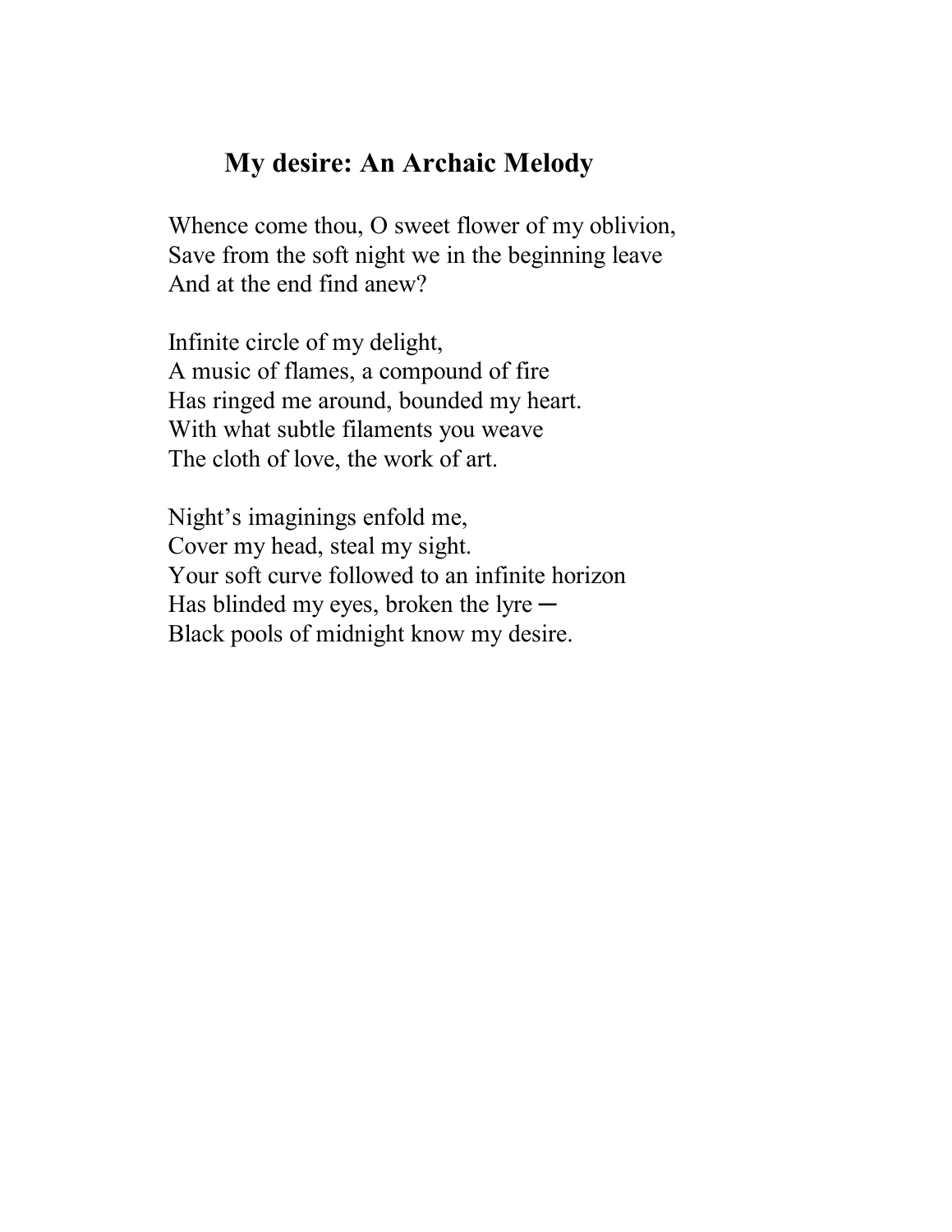## My desire: An Archaic Melody

Whence come thou, O sweet flower of my oblivion,  
Save from the soft night we in the beginning leave  
And at the end find anew?

Infinite circle of my delight,  
A music of flames, a compound of fire  
Has ringed me around, bounded my heart.  
With what subtle filaments you weave  
The cloth of love, the work of art.

Night's imaginings enfold me,  
Cover my head, steal my sight.  
Your soft curve followed to an infinite horizon  
Has blinded my eyes, broken the lyre —  
Black pools of midnight know my desire.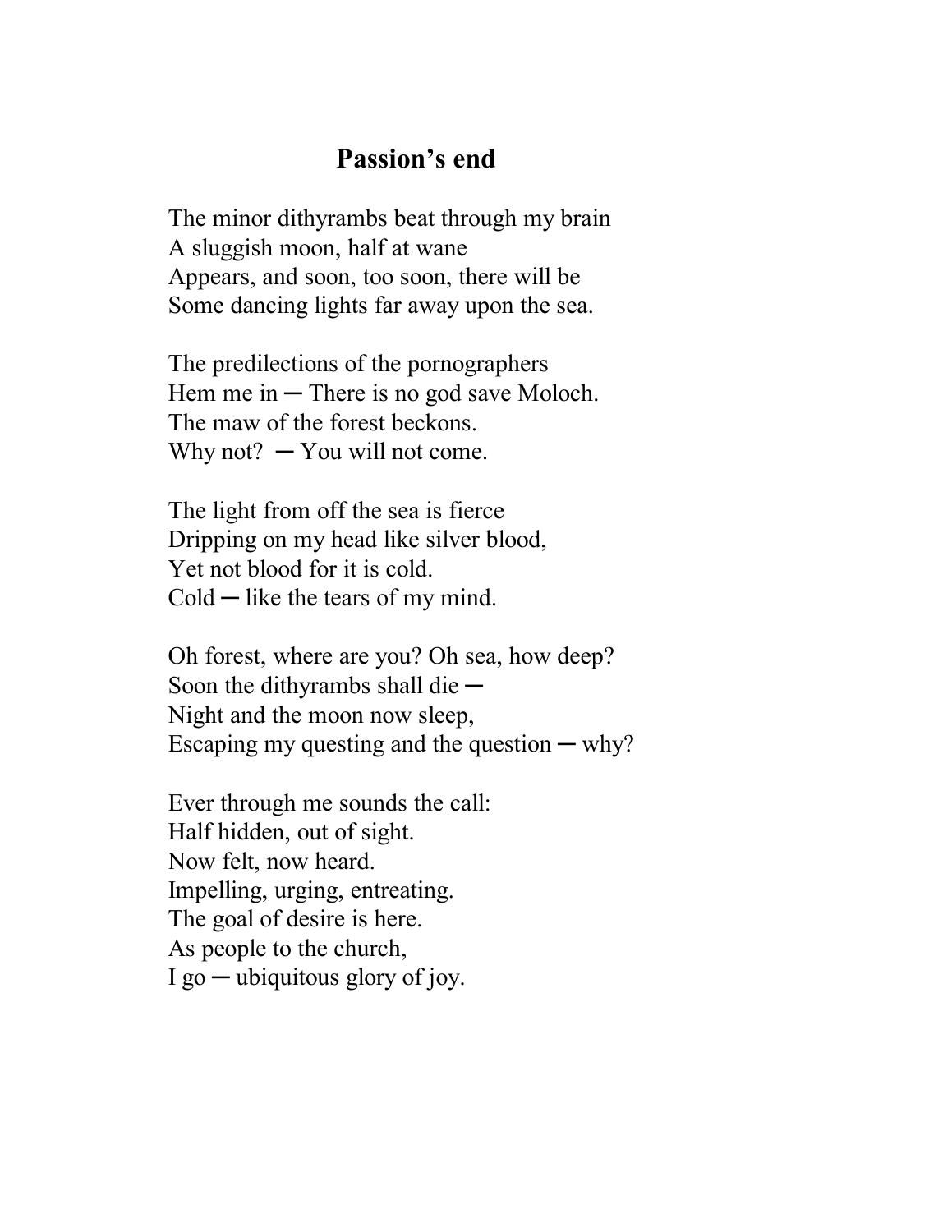## Passion's end

The minor dithyrambs beat through my brain  
A sluggish moon, half at wane  
Appears, and soon, too soon, there will be  
Some dancing lights far away upon the sea.

The predilections of the pornographers  
Hem me in ─ There is no god save Moloch.  
The maw of the forest beckons.  
Why not? ─ You will not come.

The light from off the sea is fierce  
Dripping on my head like silver blood,  
Yet not blood for it is cold.  
Cold ─ like the tears of my mind.

Oh forest, where are you? Oh sea, how deep?  
Soon the dithyrambs shall die ─  
Night and the moon now sleep,  
Escaping my questing and the question ─ why?

Ever through me sounds the call:  
Half hidden, out of sight.  
Now felt, now heard.  
Impelling, urging, entreating.  
The goal of desire is here.  
As people to the church,  
I go ─ ubiquitous glory of joy.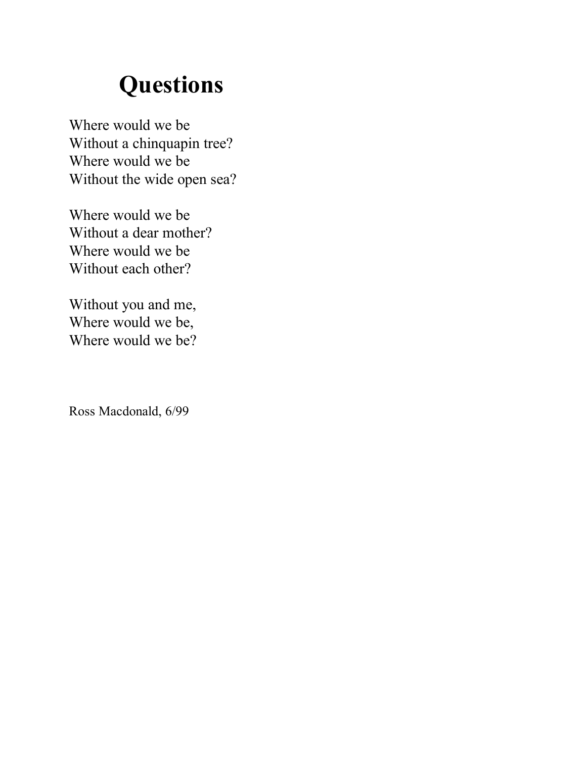# Questions

Where would we be  
Without a chinquapin tree?  
Where would we be  
Without the wide open sea?

Where would we be  
Without a dear mother?  
Where would we be  
Without each other?

Without you and me,  
Where would we be,  
Where would we be?

Ross Macdonald, 6/99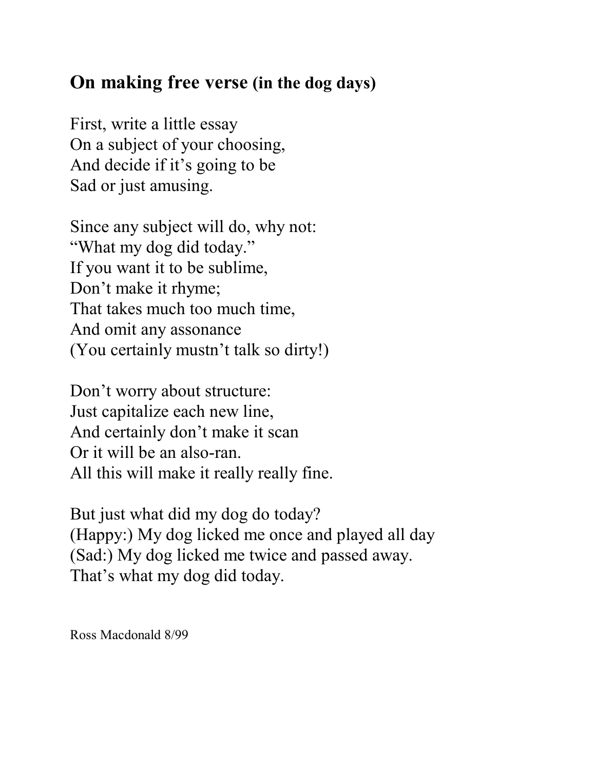## **On making free verse** (in the dog days)

First, write a little essay  
On a subject of your choosing,  
And decide if it's going to be  
Sad or just amusing.

Since any subject will do, why not:  
"What my dog did today."  
If you want it to be sublime,  
Don't make it rhyme;  
That takes much too much time,  
And omit any assonance  
(You certainly mustn't talk so dirty!)

Don't worry about structure:  
Just capitalize each new line,  
And certainly don't make it scan  
Or it will be an also-ran.  
All this will make it really really fine.

But just what did my dog do today?  
(Happy:) My dog licked me once and played all day  
(Sad:) My dog licked me twice and passed away.  
That's what my dog did today.

Ross Macdonald 8/99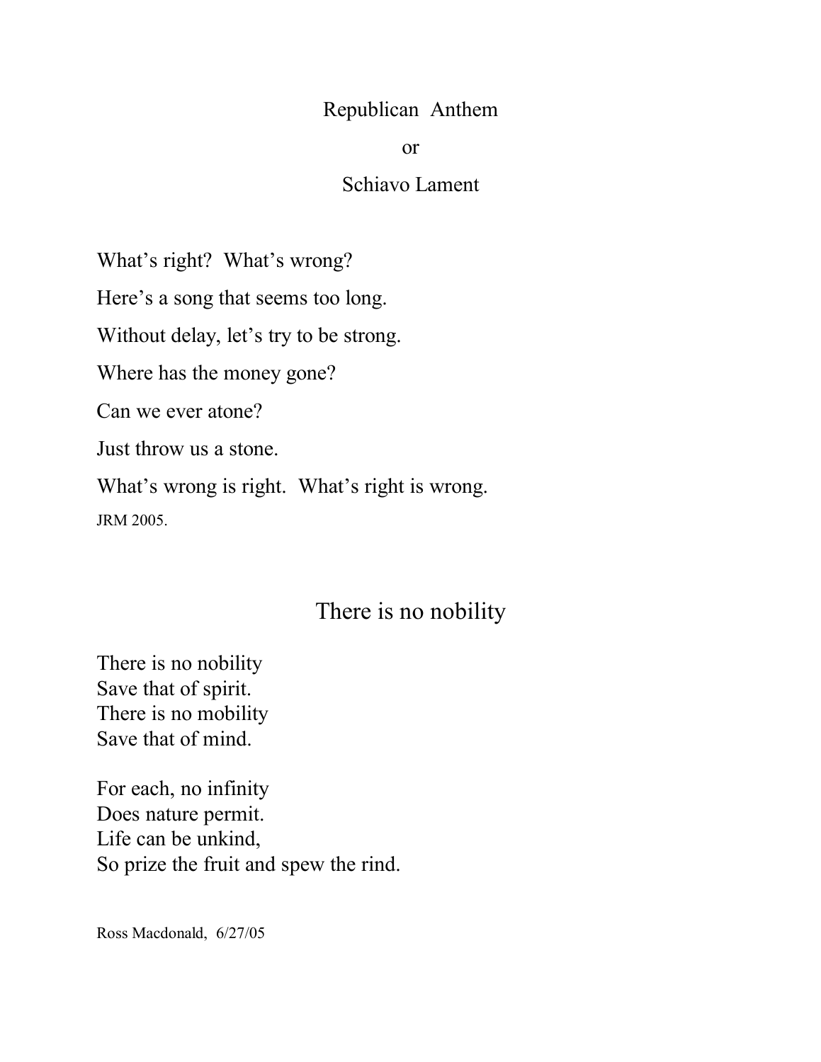## Republican Anthem

or

## Schiavo Lament

What's right? What's wrong?

Here's a song that seems too long.

Without delay, let's try to be strong.

Where has the money gone?

Can we ever atone?

Just throw us a stone.

What's wrong is right. What's right is wrong.

JRM 2005.

## There is no nobility

There is no nobility  
Save that of spirit.  
There is no mobility  
Save that of mind.

For each, no infinity  
Does nature permit.  
Life can be unkind,  
So prize the fruit and spew the rind.

Ross Macdonald, 6/27/05